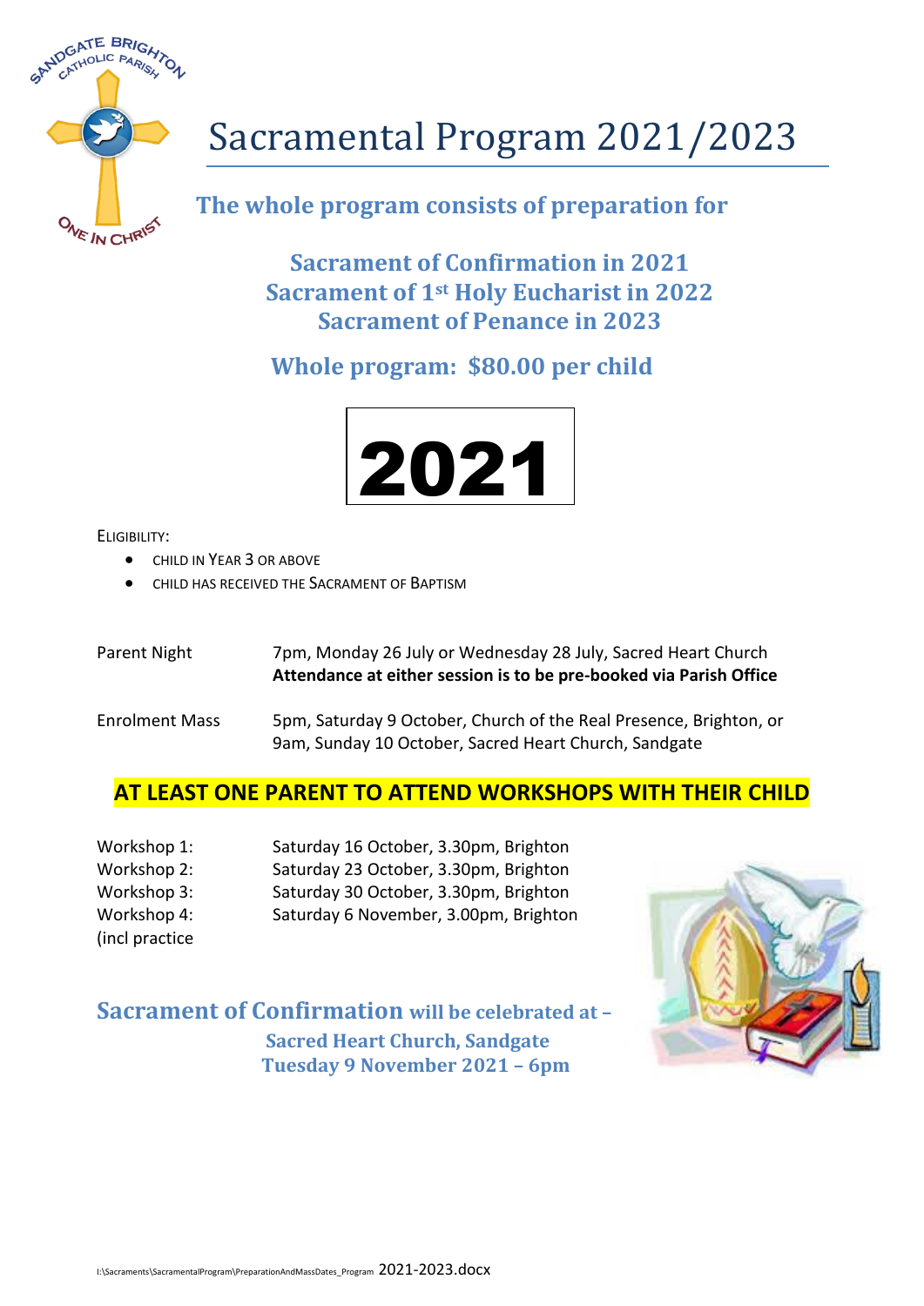# Sacramental Program 2021/2023

**The whole program consists of preparation for**

**Sacrament of Confirmation in 2021**
**Sacrament of 1st Holy Eucharist in 2022**
**Sacrament of Penance in 2023**

**Whole program: $80.00 per child**

# 2021

ELIGIBILITY:

- CHILD IN YEAR 3 OR ABOVE
- CHILD HAS RECEIVED THE SACRAMENT OF BAPTISM

| | |
|---|---|
| Parent Night | 7pm, Monday 26 July or Wednesday 28 July, Sacred Heart Church<br>**Attendance at either session is to be pre-booked via Parish Office** |
| Enrolment Mass | 5pm, Saturday 9 October, Church of the Real Presence, Brighton, or<br>9am, Sunday 10 October, Sacred Heart Church, Sandgate |

**AT LEAST ONE PARENT TO ATTEND WORKSHOPS WITH THEIR CHILD**

| | |
|---|---|
| Workshop 1: | Saturday 16 October, 3.30pm, Brighton |
| Workshop 2: | Saturday 23 October, 3.30pm, Brighton |
| Workshop 3: | Saturday 30 October, 3.30pm, Brighton |
| Workshop 4: (incl practice | Saturday 6 November, 3.00pm, Brighton |

**Sacrament of Confirmation will be celebrated at –**
**Sacred Heart Church, Sandgate**
**Tuesday 9 November 2021 – 6pm**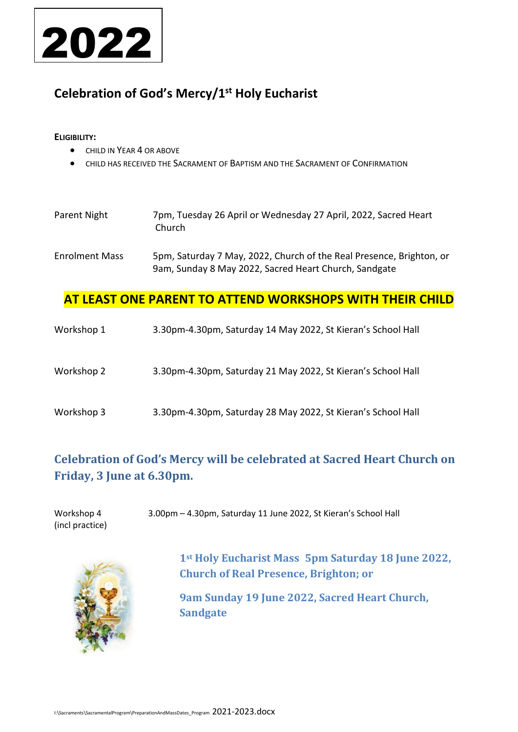# 2022

## Celebration of God's Mercy/1st Holy Eucharist

**ELIGIBILITY:**

- CHILD IN YEAR 4 OR ABOVE
- CHILD HAS RECEIVED THE SACRAMENT OF BAPTISM AND THE SACRAMENT OF CONFIRMATION

| | |
|---|---|
| Parent Night | 7pm, Tuesday 26 April or Wednesday 27 April, 2022, Sacred Heart Church |
| Enrolment Mass | 5pm, Saturday 7 May, 2022, Church of the Real Presence, Brighton, or 9am, Sunday 8 May 2022, Sacred Heart Church, Sandgate |

**AT LEAST ONE PARENT TO ATTEND WORKSHOPS WITH THEIR CHILD**

| | |
|---|---|
| Workshop 1 | 3.30pm-4.30pm, Saturday 14 May 2022, St Kieran's School Hall |
| Workshop 2 | 3.30pm-4.30pm, Saturday 21 May 2022, St Kieran's School Hall |
| Workshop 3 | 3.30pm-4.30pm, Saturday 28 May 2022, St Kieran's School Hall |

**Celebration of God's Mercy will be celebrated at Sacred Heart Church on Friday, 3 June at 6.30pm.**

| | |
|---|---|
| Workshop 4 (incl practice) | 3.00pm – 4.30pm, Saturday 11 June 2022, St Kieran's School Hall |

**1st Holy Eucharist Mass 5pm Saturday 18 June 2022, Church of Real Presence, Brighton; or**

**9am Sunday 19 June 2022, Sacred Heart Church, Sandgate**

I:\Sacraments\SacramentalProgram\PreparationAndMassDates_Program 2021-2023.docx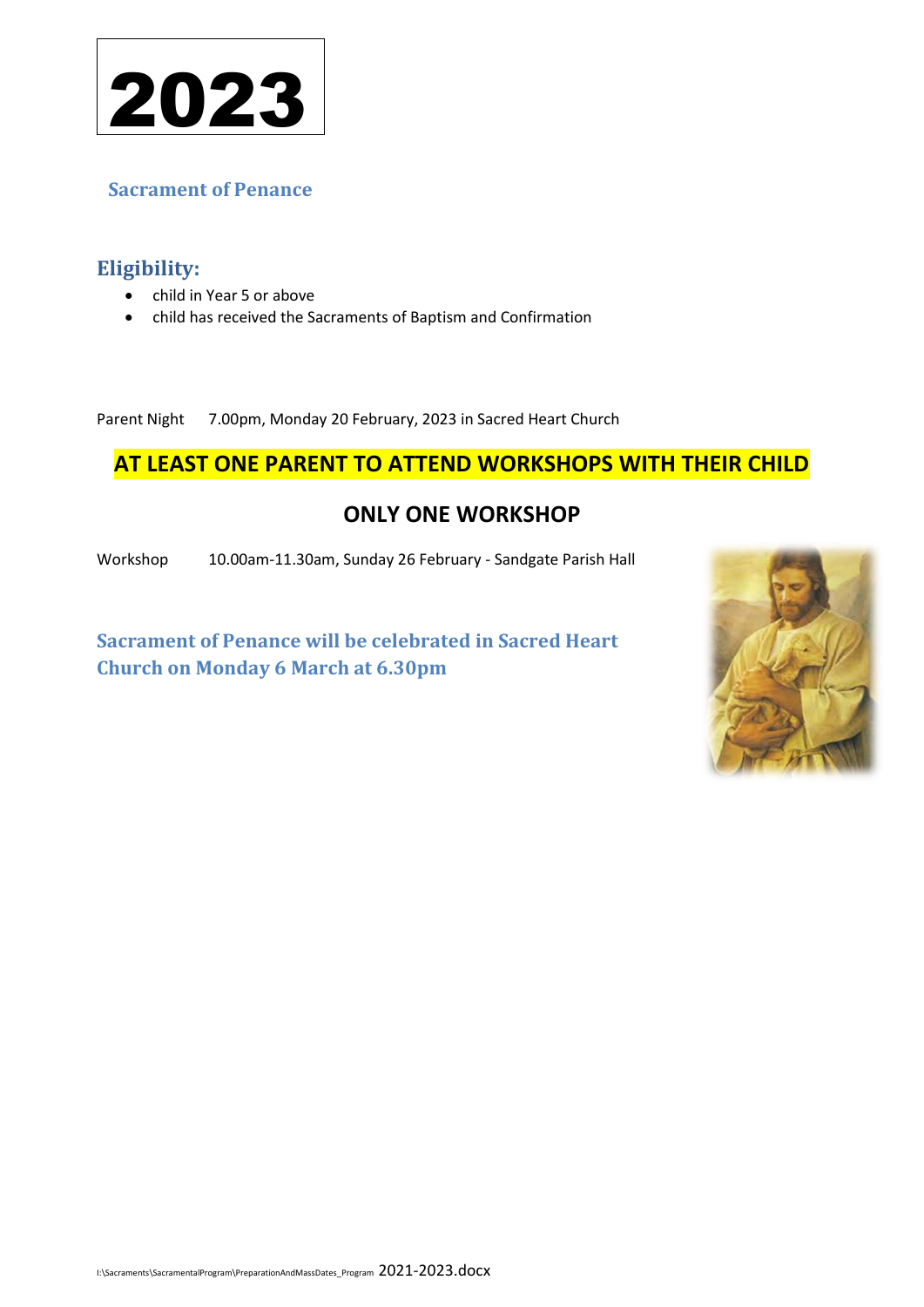# 2023

## Sacrament of Penance

### Eligibility:

- child in Year 5 or above
- child has received the Sacraments of Baptism and Confirmation

Parent Night 7.00pm, Monday 20 February, 2023 in Sacred Heart Church

**AT LEAST ONE PARENT TO ATTEND WORKSHOPS WITH THEIR CHILD**

**ONLY ONE WORKSHOP**

Workshop 10.00am-11.30am, Sunday 26 February - Sandgate Parish Hall

**Sacrament of Penance will be celebrated in Sacred Heart Church on Monday 6 March at 6.30pm**